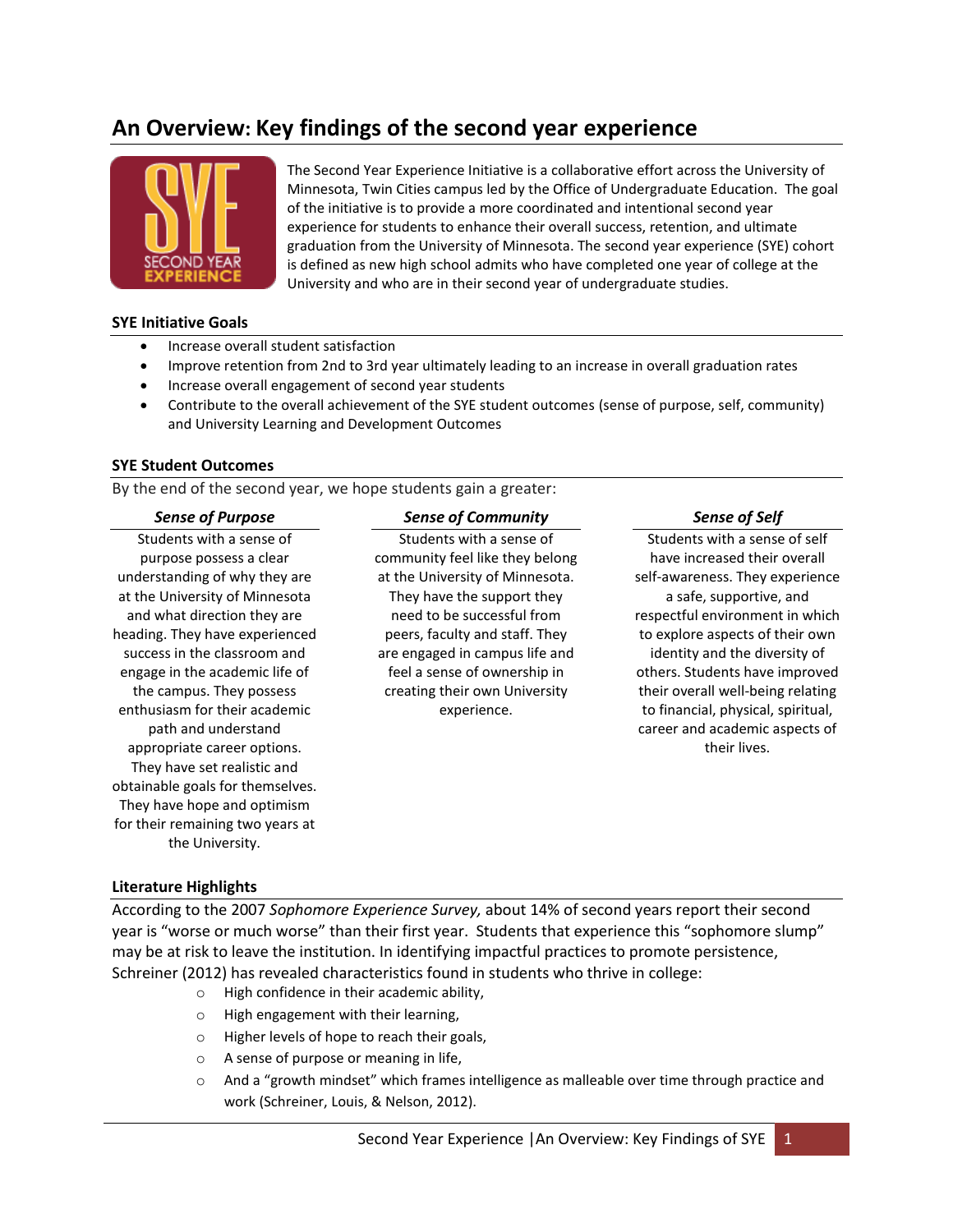# An Overview: Key findings of the second year experience

The Second Year Experience Initiative is a collaborative effort across the University of Minnesota, Twin Cities campus led by the Office of Undergraduate Education. The goal of the initiative is to provide a more coordinated and intentional second year experience for students to enhance their overall success, retention, and ultimate graduation from the University of Minnesota. The second year experience (SYE) cohort is defined as new high school admits who have completed one year of college at the University and who are in their second year of undergraduate studies.

### SYE Initiative Goals

- Increase overall student satisfaction
- Improve retention from 2nd to 3rd year ultimately leading to an increase in overall graduation rates
- Increase overall engagement of second year students
- Contribute to the overall achievement of the SYE student outcomes (sense of purpose, self, community) and University Learning and Development Outcomes

### SYE Student Outcomes

By the end of the second year, we hope students gain a greater:

***Sense of Purpose***

Students with a sense of purpose possess a clear understanding of why they are at the University of Minnesota and what direction they are heading. They have experienced success in the classroom and engage in the academic life of the campus. They possess enthusiasm for their academic path and understand appropriate career options. They have set realistic and obtainable goals for themselves. They have hope and optimism for their remaining two years at the University.

***Sense of Community***

Students with a sense of community feel like they belong at the University of Minnesota. They have the support they need to be successful from peers, faculty and staff. They are engaged in campus life and feel a sense of ownership in creating their own University experience.

***Sense of Self***

Students with a sense of self have increased their overall self-awareness. They experience a safe, supportive, and respectful environment in which to explore aspects of their own identity and the diversity of others. Students have improved their overall well-being relating to financial, physical, spiritual, career and academic aspects of their lives.

### Literature Highlights

According to the 2007 *Sophomore Experience Survey,* about 14% of second years report their second year is "worse or much worse" than their first year. Students that experience this "sophomore slump" may be at risk to leave the institution. In identifying impactful practices to promote persistence, Schreiner (2012) has revealed characteristics found in students who thrive in college:

- High confidence in their academic ability,
- High engagement with their learning,
- Higher levels of hope to reach their goals,
- A sense of purpose or meaning in life,
- And a "growth mindset" which frames intelligence as malleable over time through practice and work (Schreiner, Louis, & Nelson, 2012).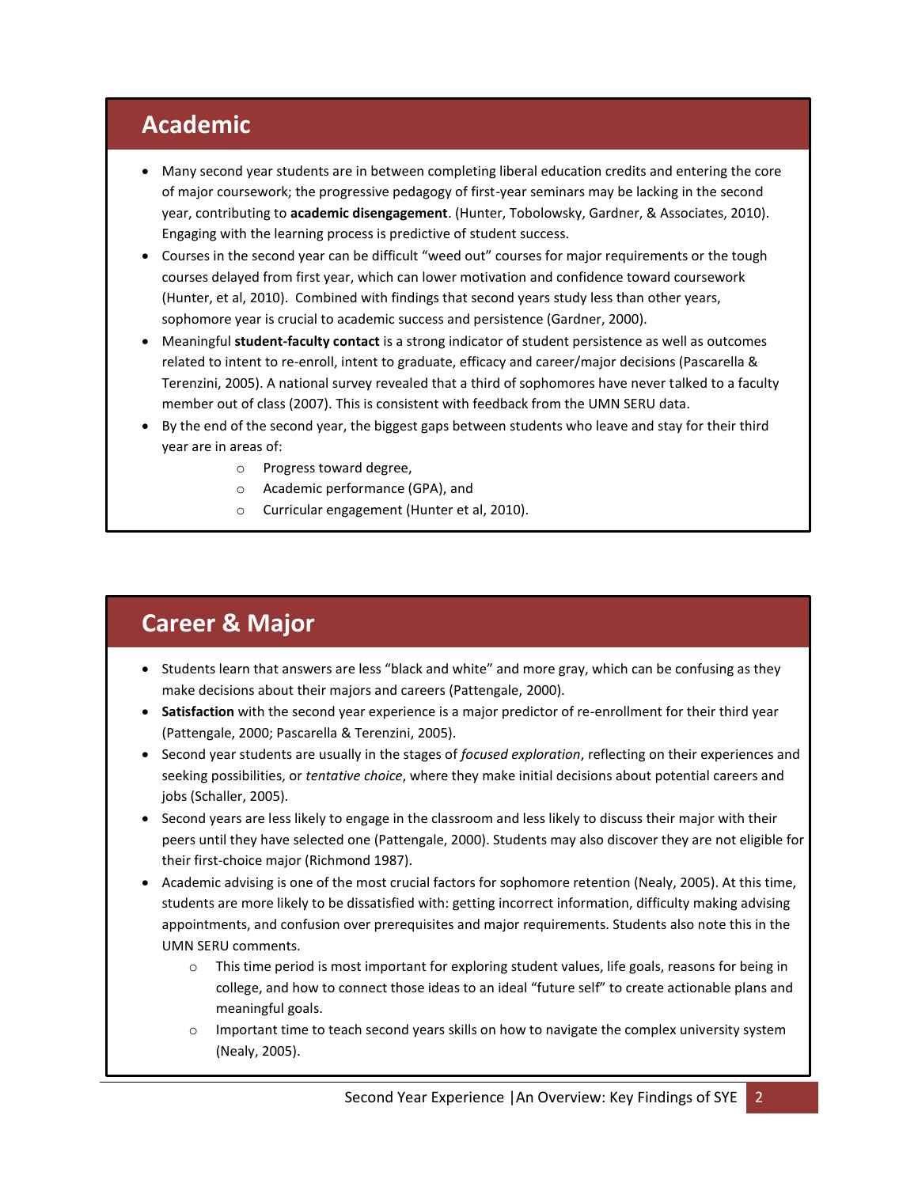## Academic

- Many second year students are in between completing liberal education credits and entering the core of major coursework; the progressive pedagogy of first-year seminars may be lacking in the second year, contributing to **academic disengagement**. (Hunter, Tobolowsky, Gardner, & Associates, 2010). Engaging with the learning process is predictive of student success.
- Courses in the second year can be difficult "weed out" courses for major requirements or the tough courses delayed from first year, which can lower motivation and confidence toward coursework (Hunter, et al, 2010). Combined with findings that second years study less than other years, sophomore year is crucial to academic success and persistence (Gardner, 2000).
- Meaningful **student-faculty contact** is a strong indicator of student persistence as well as outcomes related to intent to re-enroll, intent to graduate, efficacy and career/major decisions (Pascarella & Terenzini, 2005). A national survey revealed that a third of sophomores have never talked to a faculty member out of class (2007). This is consistent with feedback from the UMN SERU data.
- By the end of the second year, the biggest gaps between students who leave and stay for their third year are in areas of:
  - Progress toward degree,
  - Academic performance (GPA), and
  - Curricular engagement (Hunter et al, 2010).

## Career & Major

- Students learn that answers are less "black and white" and more gray, which can be confusing as they make decisions about their majors and careers (Pattengale, 2000).
- **Satisfaction** with the second year experience is a major predictor of re-enrollment for their third year (Pattengale, 2000; Pascarella & Terenzini, 2005).
- Second year students are usually in the stages of *focused exploration*, reflecting on their experiences and seeking possibilities, or *tentative choice*, where they make initial decisions about potential careers and jobs (Schaller, 2005).
- Second years are less likely to engage in the classroom and less likely to discuss their major with their peers until they have selected one (Pattengale, 2000). Students may also discover they are not eligible for their first-choice major (Richmond 1987).
- Academic advising is one of the most crucial factors for sophomore retention (Nealy, 2005). At this time, students are more likely to be dissatisfied with: getting incorrect information, difficulty making advising appointments, and confusion over prerequisites and major requirements. Students also note this in the UMN SERU comments.
  - This time period is most important for exploring student values, life goals, reasons for being in college, and how to connect those ideas to an ideal "future self" to create actionable plans and meaningful goals.
  - Important time to teach second years skills on how to navigate the complex university system (Nealy, 2005).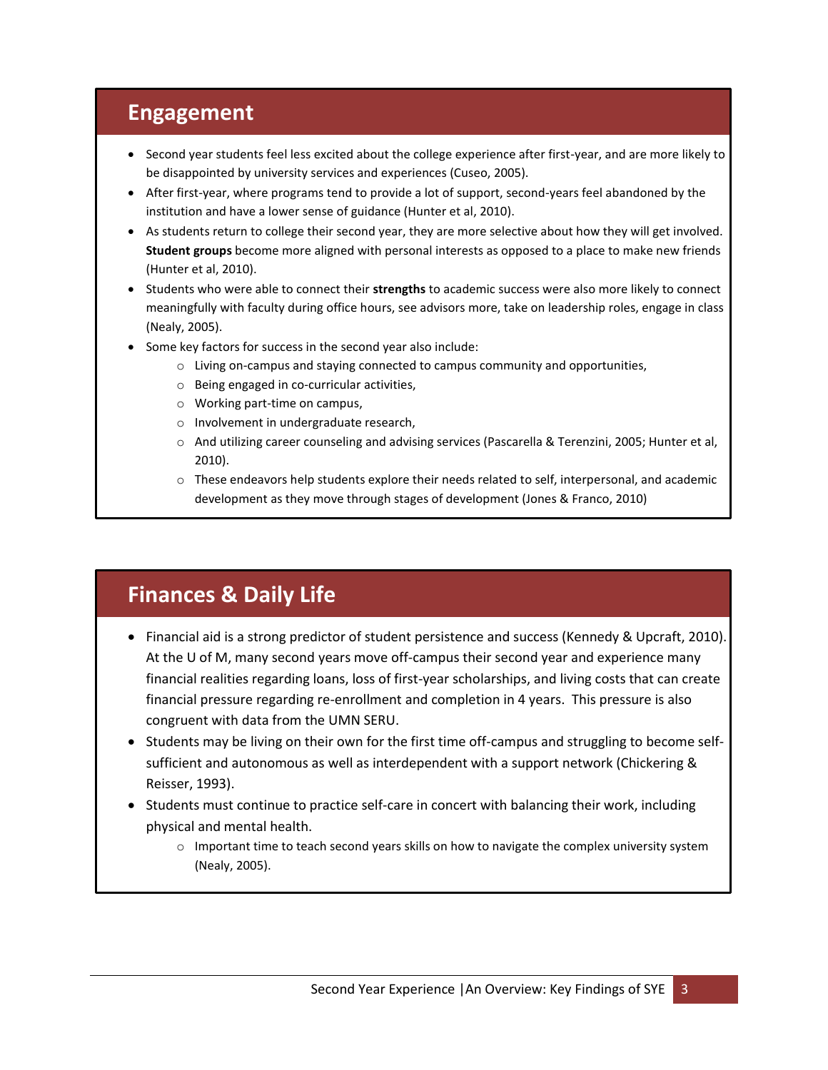## Engagement

- Second year students feel less excited about the college experience after first-year, and are more likely to be disappointed by university services and experiences (Cuseo, 2005).
- After first-year, where programs tend to provide a lot of support, second-years feel abandoned by the institution and have a lower sense of guidance (Hunter et al, 2010).
- As students return to college their second year, they are more selective about how they will get involved. **Student groups** become more aligned with personal interests as opposed to a place to make new friends (Hunter et al, 2010).
- Students who were able to connect their **strengths** to academic success were also more likely to connect meaningfully with faculty during office hours, see advisors more, take on leadership roles, engage in class (Nealy, 2005).
- Some key factors for success in the second year also include:
  - Living on-campus and staying connected to campus community and opportunities,
  - Being engaged in co-curricular activities,
  - Working part-time on campus,
  - Involvement in undergraduate research,
  - And utilizing career counseling and advising services (Pascarella & Terenzini, 2005; Hunter et al, 2010).
  - These endeavors help students explore their needs related to self, interpersonal, and academic development as they move through stages of development (Jones & Franco, 2010)

## Finances & Daily Life

- Financial aid is a strong predictor of student persistence and success (Kennedy & Upcraft, 2010). At the U of M, many second years move off-campus their second year and experience many financial realities regarding loans, loss of first-year scholarships, and living costs that can create financial pressure regarding re-enrollment and completion in 4 years. This pressure is also congruent with data from the UMN SERU.
- Students may be living on their own for the first time off-campus and struggling to become self-sufficient and autonomous as well as interdependent with a support network (Chickering & Reisser, 1993).
- Students must continue to practice self-care in concert with balancing their work, including physical and mental health.
  - Important time to teach second years skills on how to navigate the complex university system (Nealy, 2005).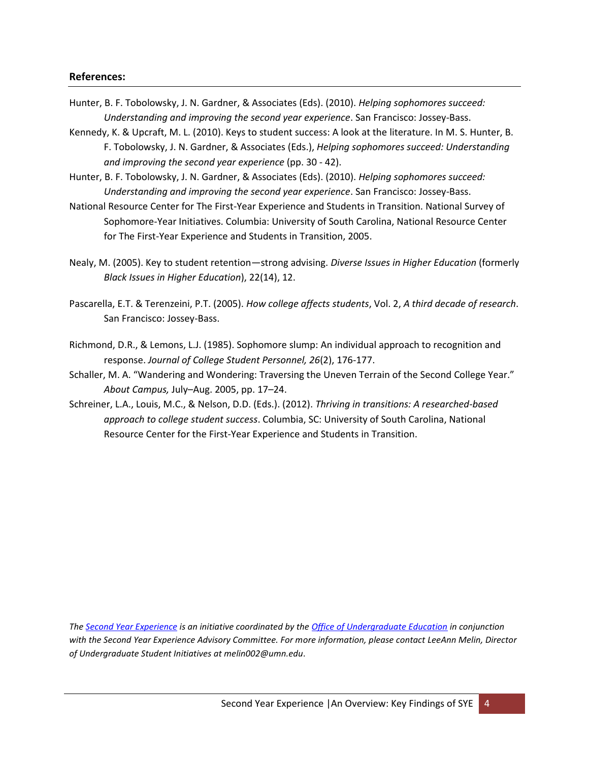**References:**

Hunter, B. F. Tobolowsky, J. N. Gardner, & Associates (Eds). (2010). *Helping sophomores succeed: Understanding and improving the second year experience*. San Francisco: Jossey-Bass.

Kennedy, K. & Upcraft, M. L. (2010). Keys to student success: A look at the literature. In M. S. Hunter, B. F. Tobolowsky, J. N. Gardner, & Associates (Eds.), *Helping sophomores succeed: Understanding and improving the second year experience* (pp. 30 - 42).

Hunter, B. F. Tobolowsky, J. N. Gardner, & Associates (Eds). (2010). *Helping sophomores succeed: Understanding and improving the second year experience*. San Francisco: Jossey-Bass.

National Resource Center for The First-Year Experience and Students in Transition. National Survey of Sophomore-Year Initiatives. Columbia: University of South Carolina, National Resource Center for The First-Year Experience and Students in Transition, 2005.

Nealy, M. (2005). Key to student retention—strong advising. *Diverse Issues in Higher Education* (formerly *Black Issues in Higher Education*), 22(14), 12.

Pascarella, E.T. & Terenzeini, P.T. (2005). *How college affects students*, Vol. 2, *A third decade of research*. San Francisco: Jossey-Bass.

Richmond, D.R., & Lemons, L.J. (1985). Sophomore slump: An individual approach to recognition and response. *Journal of College Student Personnel, 26*(2), 176-177.

Schaller, M. A. "Wandering and Wondering: Traversing the Uneven Terrain of the Second College Year." *About Campus,* July–Aug. 2005, pp. 17–24.

Schreiner, L.A., Louis, M.C., & Nelson, D.D. (Eds.). (2012). *Thriving in transitions: A researched-based approach to college student success*. Columbia, SC: University of South Carolina, National Resource Center for the First-Year Experience and Students in Transition.

*The Second Year Experience is an initiative coordinated by the Office of Undergraduate Education in conjunction with the Second Year Experience Advisory Committee. For more information, please contact LeeAnn Melin, Director of Undergraduate Student Initiatives at melin002@umn.edu.*